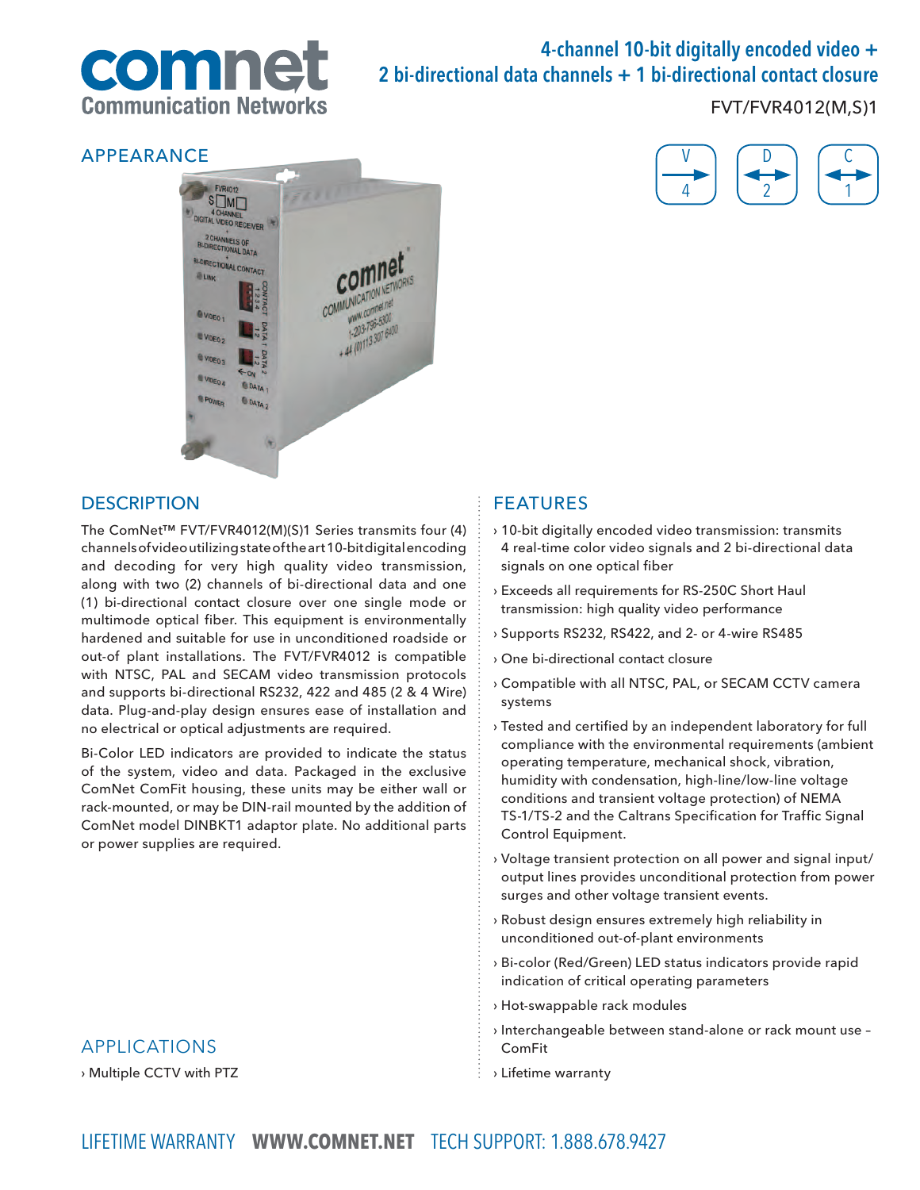# 4-channel 10-bit digitally encoded video + 2 bi-directional data channels + 1 bi-directional contact closure

FVT/FVR4012(M,S)1

## APPEARANCE

V 4 | D 2 | C 1

## DESCRIPTION

The ComNet™ FVT/FVR4012(M)(S)1 Series transmits four (4) channels of video utilizing state of the art 10-bit digital encoding and decoding for very high quality video transmission, along with two (2) channels of bi-directional data and one (1) bi-directional contact closure over one single mode or multimode optical fiber. This equipment is environmentally hardened and suitable for use in unconditioned roadside or out-of plant installations. The FVT/FVR4012 is compatible with NTSC, PAL and SECAM video transmission protocols and supports bi-directional RS232, 422 and 485 (2 & 4 Wire) data. Plug-and-play design ensures ease of installation and no electrical or optical adjustments are required.

Bi-Color LED indicators are provided to indicate the status of the system, video and data. Packaged in the exclusive ComNet ComFit housing, these units may be either wall or rack-mounted, or may be DIN-rail mounted by the addition of ComNet model DINBKT1 adaptor plate. No additional parts or power supplies are required.

## APPLICATIONS

› Multiple CCTV with PTZ

## FEATURES

› 10-bit digitally encoded video transmission: transmits 4 real-time color video signals and 2 bi-directional data signals on one optical fiber

› Exceeds all requirements for RS-250C Short Haul transmission: high quality video performance

› Supports RS232, RS422, and 2- or 4-wire RS485

› One bi-directional contact closure

› Compatible with all NTSC, PAL, or SECAM CCTV camera systems

› Tested and certified by an independent laboratory for full compliance with the environmental requirements (ambient operating temperature, mechanical shock, vibration, humidity with condensation, high-line/low-line voltage conditions and transient voltage protection) of NEMA TS-1/TS-2 and the Caltrans Specification for Traffic Signal Control Equipment.

› Voltage transient protection on all power and signal input/output lines provides unconditional protection from power surges and other voltage transient events.

› Robust design ensures extremely high reliability in unconditioned out-of-plant environments

› Bi-color (Red/Green) LED status indicators provide rapid indication of critical operating parameters

› Hot-swappable rack modules

› Interchangeable between stand-alone or rack mount use – ComFit

› Lifetime warranty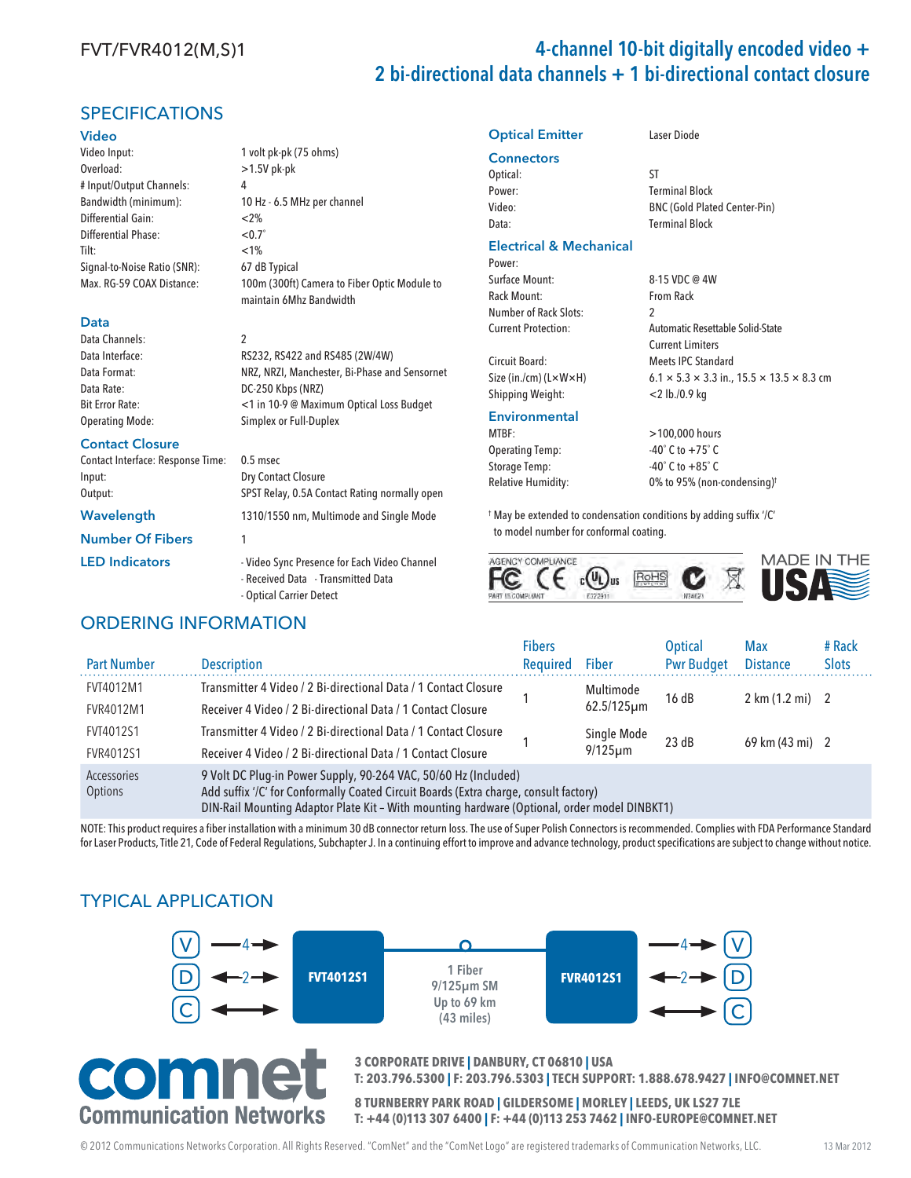FVT/FVR4012(M,S)1

# 4-channel 10-bit digitally encoded video + 2 bi-directional data channels + 1 bi-directional contact closure

## SPECIFICATIONS

### Video

| | |
|---|---|
| Video Input: | 1 volt pk-pk (75 ohms) |
| Overload: | >1.5V pk-pk |
| # Input/Output Channels: | 4 |
| Bandwidth (minimum): | 10 Hz - 6.5 MHz per channel |
| Differential Gain: | <2% |
| Differential Phase: | <0.7˚ |
| Tilt: | <1% |
| Signal-to-Noise Ratio (SNR): | 67 dB Typical |
| Max. RG-59 COAX Distance: | 100m (300ft) Camera to Fiber Optic Module to maintain 6Mhz Bandwidth |

### Data

| | |
|---|---|
| Data Channels: | 2 |
| Data Interface: | RS232, RS422 and RS485 (2W/4W) |
| Data Format: | NRZ, NRZI, Manchester, Bi-Phase and Sensornet |
| Data Rate: | DC-250 Kbps (NRZ) |
| Bit Error Rate: | <1 in 10-9 @ Maximum Optical Loss Budget |
| Operating Mode: | Simplex or Full-Duplex |

### Contact Closure

| | |
|---|---|
| Contact Interface: Response Time: | 0.5 msec |
| Input: | Dry Contact Closure |
| Output: | SPST Relay, 0.5A Contact Rating normally open |

### Wavelength

1310/1550 nm, Multimode and Single Mode

### Number Of Fibers

1

### LED Indicators

- Video Sync Presence for Each Video Channel
- Received Data
- Transmitted Data
- Optical Carrier Detect

### Optical Emitter

Laser Diode

### Connectors

| | |
|---|---|
| Optical: | ST |
| Power: | Terminal Block |
| Video: | BNC (Gold Plated Center-Pin) |
| Data: | Terminal Block |

### Electrical & Mechanical

| | |
|---|---|
| Power: | |
| Surface Mount: | 8-15 VDC @ 4W |
| Rack Mount: | From Rack |
| Number of Rack Slots: | 2 |
| Current Protection: | Automatic Resettable Solid-State Current Limiters |
| Circuit Board: | Meets IPC Standard |
| Size (in./cm) (L×W×H) | 6.1 × 5.3 × 3.3 in., 15.5 × 13.5 × 8.3 cm |
| Shipping Weight: | <2 lb./0.9 kg |

### Environmental

| | |
|---|---|
| MTBF: | >100,000 hours |
| Operating Temp: | -40˚ C to +75˚ C |
| Storage Temp: | -40˚ C to +85˚ C |
| Relative Humidity: | 0% to 95% (non-condensing)† |

† May be extended to condensation conditions by adding suffix '/C' to model number for conformal coating.

AGENCY COMPLIANCE
PART 15 COMPLIANT E322911 N24621

MADE IN THE USA

## ORDERING INFORMATION

| Part Number | Description | Fibers Required | Fiber | Optical Pwr Budget | Max Distance | # Rack Slots |
|---|---|---|---|---|---|---|
| FVT4012M1 | Transmitter 4 Video / 2 Bi-directional Data / 1 Contact Closure | 1 | Multimode 62.5/125µm | 16 dB | 2 km (1.2 mi) | 2 |
| FVR4012M1 | Receiver 4 Video / 2 Bi-directional Data / 1 Contact Closure | | | | | |
| FVT4012S1 | Transmitter 4 Video / 2 Bi-directional Data / 1 Contact Closure | 1 | Single Mode 9/125µm | 23 dB | 69 km (43 mi) | 2 |
| FVR4012S1 | Receiver 4 Video / 2 Bi-directional Data / 1 Contact Closure | | | | | |
| Accessories Options | 9 Volt DC Plug-in Power Supply, 90-264 VAC, 50/60 Hz (Included) Add suffix '/C' for Conformally Coated Circuit Boards (Extra charge, consult factory) DIN-Rail Mounting Adaptor Plate Kit – With mounting hardware (Optional, order model DINBKT1) | | | | | |

NOTE: This product requires a fiber installation with a minimum 30 dB connector return loss. The use of Super Polish Connectors is recommended. Complies with FDA Performance Standard for Laser Products, Title 21, Code of Federal Regulations, Subchapter J. In a continuing effort to improve and advance technology, product specifications are subject to change without notice.

## TYPICAL APPLICATION

V 4
D 2
C
FVT4012S1
1 Fiber
9/125µm SM
Up to 69 km
(43 miles)
FVR4012S1
4 V
2 D
C

comnet
Communication Networks

3 CORPORATE DRIVE | DANBURY, CT 06810 | USA
T: 203.796.5300 | F: 203.796.5303 | TECH SUPPORT: 1.888.678.9427 | INFO@COMNET.NET

8 TURNBERRY PARK ROAD | GILDERSOME | MORLEY | LEEDS, UK LS27 7LE
T: +44 (0)113 307 6400 | F: +44 (0)113 253 7462 | INFO-EUROPE@COMNET.NET

© 2012 Communications Networks Corporation. All Rights Reserved. "ComNet" and the "ComNet Logo" are registered trademarks of Communication Networks, LLC. 13 Mar 2012